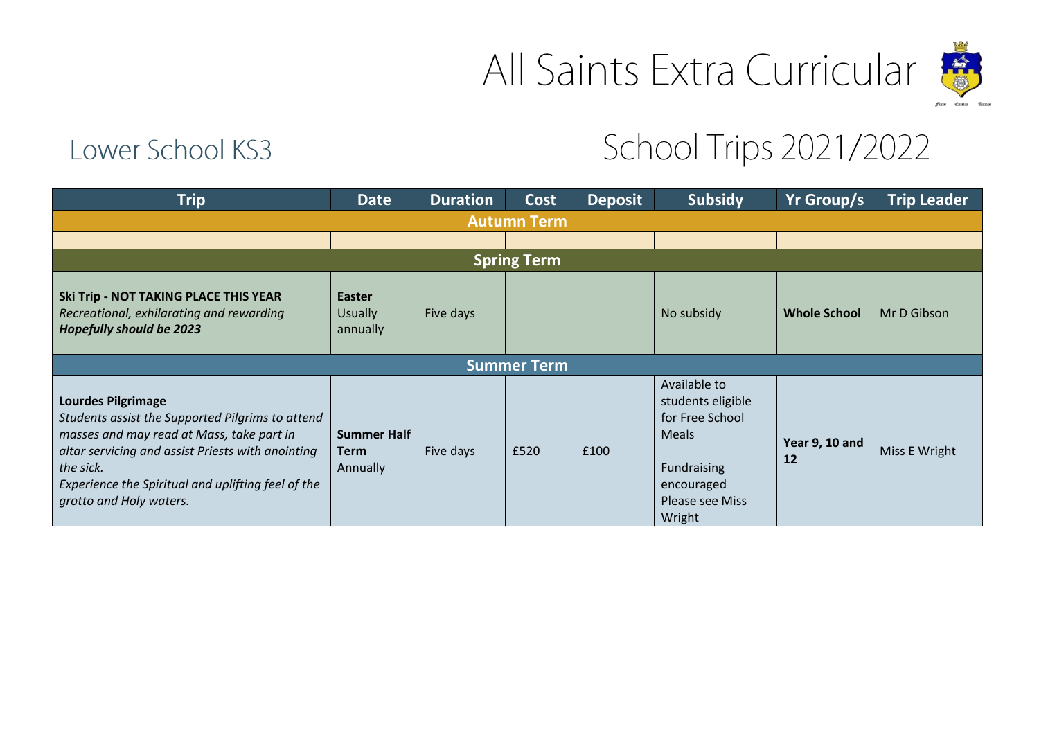# All Saints Extra Curricular

## Lower School KS3

## School Trips 2021/2022

| Trip | Date | Duration | Cost | Deposit | Subsidy | Yr Group/s | Trip Leader |
|---|---|---|---|---|---|---|---|
| **Autumn Term** | | | | | | | |
| | | | | | | | |
| **Spring Term** | | | | | | | |
| **Ski Trip - NOT TAKING PLACE THIS YEAR** *Recreational, exhilarating and rewarding* ***Hopefully should be 2023*** | **Easter** Usually annually | Five days | | | No subsidy | **Whole School** | Mr D Gibson |
| **Summer Term** | | | | | | | |
| **Lourdes Pilgrimage** *Students assist the Supported Pilgrims to attend masses and may read at Mass, take part in altar servicing and assist Priests with anointing the sick.* *Experience the Spiritual and uplifting feel of the grotto and Holy waters.* | **Summer Half Term** Annually | Five days | £520 | £100 | Available to students eligible for Free School Meals Fundraising encouraged Please see Miss Wright | **Year 9, 10 and 12** | Miss E Wright |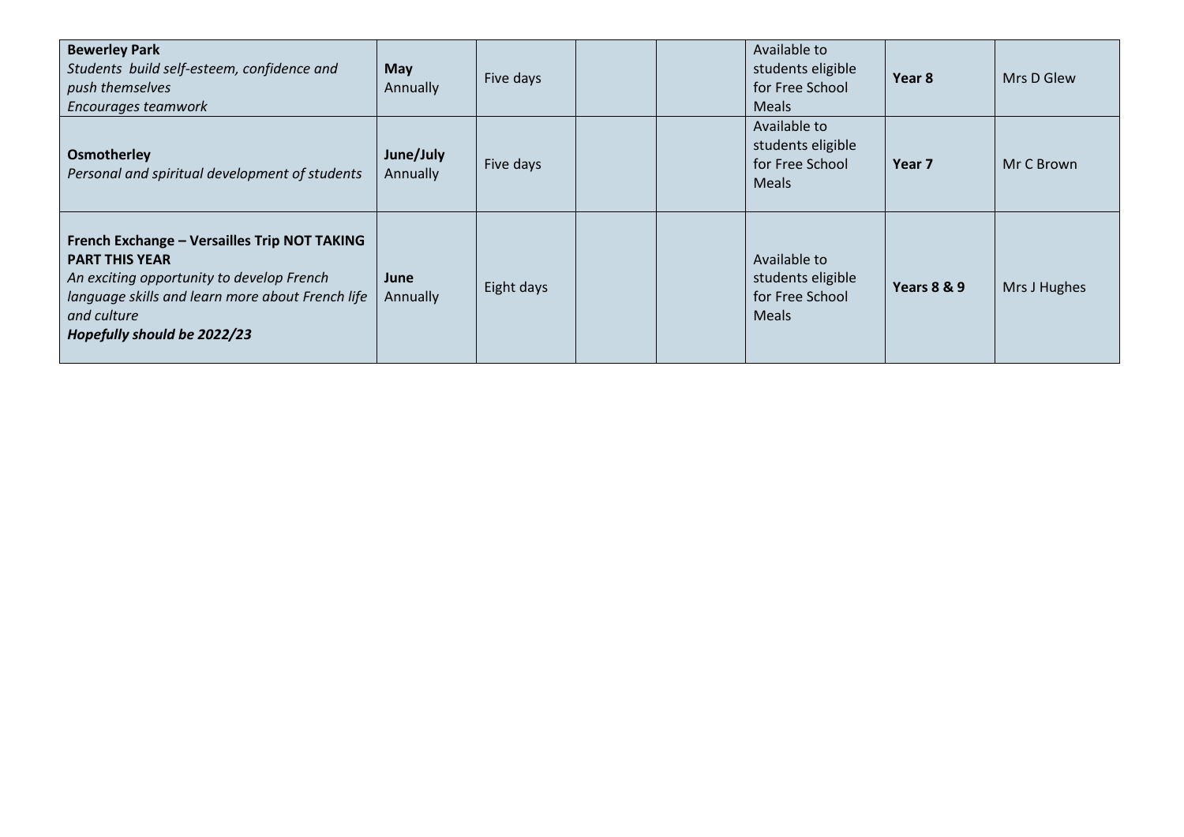| | | | | | | | |
|---|---|---|---|---|---|---|---|
| **Bewerley Park**<br>*Students build self-esteem, confidence and push themselves*<br>*Encourages teamwork* | **May**<br>Annually | Five days | | | Available to students eligible for Free School Meals | **Year 8** | Mrs D Glew |
| **Osmotherley**<br>*Personal and spiritual development of students* | **June/July**<br>Annually | Five days | | | Available to students eligible for Free School Meals | **Year 7** | Mr C Brown |
| **French Exchange – Versailles Trip NOT TAKING PART THIS YEAR**<br>*An exciting opportunity to develop French language skills and learn more about French life and culture*<br>***Hopefully should be 2022/23*** | **June**<br>Annually | Eight days | | | Available to students eligible for Free School Meals | **Years 8 & 9** | Mrs J Hughes |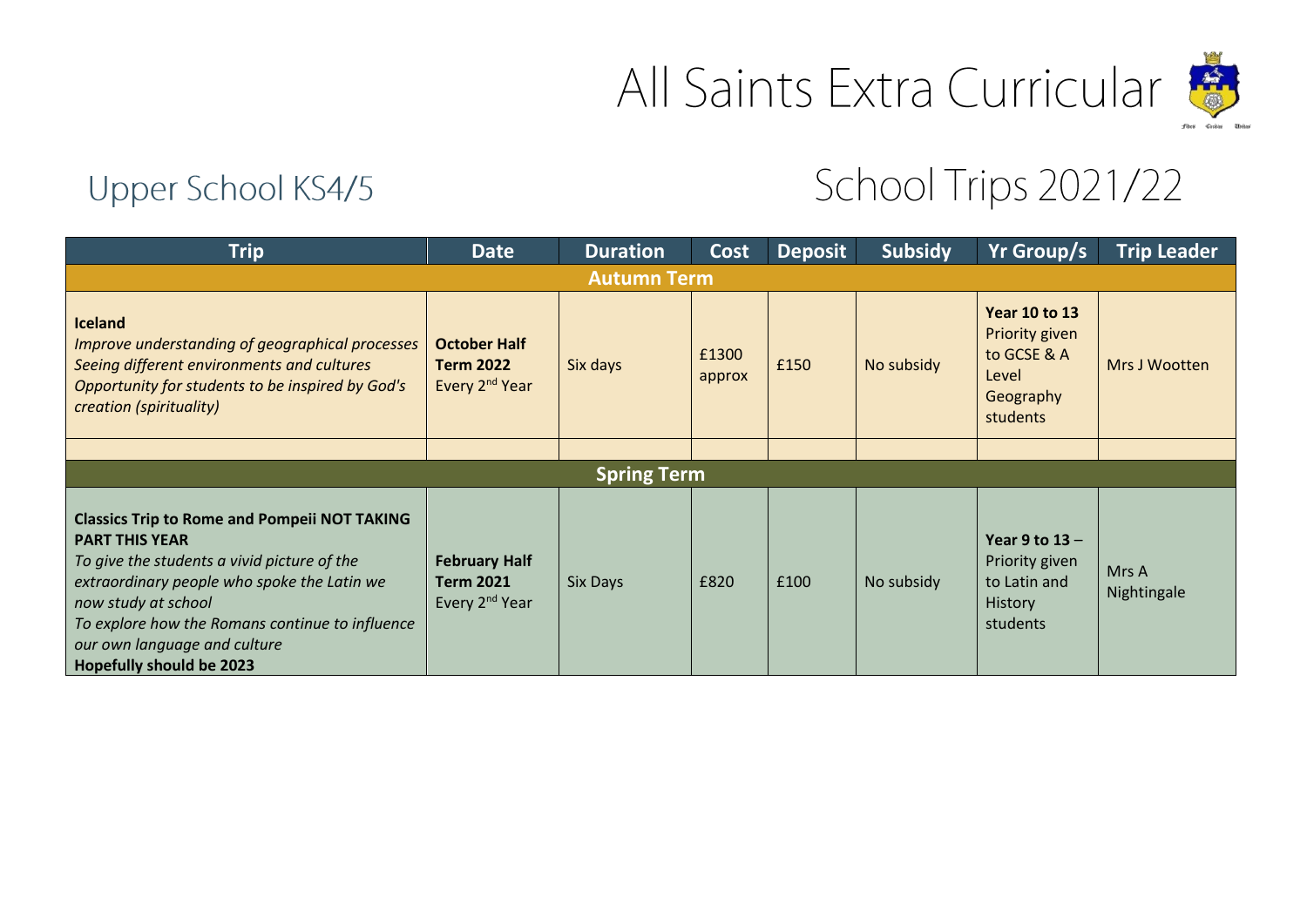# All Saints Extra Curricular

## Upper School KS4/5

## School Trips 2021/22

| Trip | Date | Duration | Cost | Deposit | Subsidy | Yr Group/s | Trip Leader |
|---|---|---|---|---|---|---|---|
| **Autumn Term** | | | | | | | |
| **Iceland**<br>*Improve understanding of geographical processes*<br>*Seeing different environments and cultures*<br>*Opportunity for students to be inspired by God's creation (spirituality)* | **October Half Term 2022**<br>Every 2nd Year | Six days | £1300 approx | £150 | No subsidy | **Year 10 to 13**<br>Priority given to GCSE & A Level Geography students | Mrs J Wootten |
| | | | | | | | |
| **Spring Term** | | | | | | | |
| **Classics Trip to Rome and Pompeii NOT TAKING PART THIS YEAR**<br>*To give the students a vivid picture of the extraordinary people who spoke the Latin we now study at school*<br>*To explore how the Romans continue to influence our own language and culture*<br>**Hopefully should be 2023** | **February Half Term 2021**<br>Every 2nd Year | Six Days | £820 | £100 | No subsidy | **Year 9 to 13** – Priority given to Latin and History students | Mrs A Nightingale |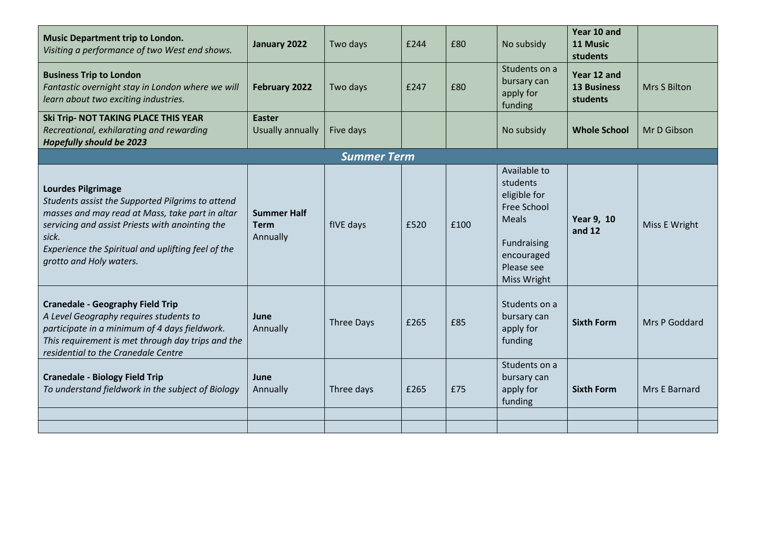| | | | | | | | |
|---|---|---|---|---|---|---|---|
| **Music Department trip to London.** *Visiting a performance of two West end shows.* | **January 2022** | Two days | £244 | £80 | No subsidy | **Year 10 and 11 Music students** | |
| **Business Trip to London** *Fantastic overnight stay in London where we will learn about two exciting industries.* | **February 2022** | Two days | £247 | £80 | Students on a bursary can apply for funding | **Year 12 and 13 Business students** | Mrs S Bilton |
| **Ski Trip- NOT TAKING PLACE THIS YEAR** *Recreational, exhilarating and rewarding* ***Hopefully should be 2023*** | **Easter** Usually annually | Five days | | | No subsidy | **Whole School** | Mr D Gibson |
| | | | ***Summer Term*** | | | | |
| **Lourdes Pilgrimage** *Students assist the Supported Pilgrims to attend masses and may read at Mass, take part in altar servicing and assist Priests with anointing the sick.* *Experience the Spiritual and uplifting feel of the grotto and Holy waters.* | **Summer Half Term** Annually | fIVE days | £520 | £100 | Available to students eligible for Free School Meals Fundraising encouraged Please see Miss Wright | **Year 9, 10 and 12** | Miss E Wright |
| **Cranedale - Geography Field Trip** *A Level Geography requires students to participate in a minimum of 4 days fieldwork. This requirement is met through day trips and the residential to the Cranedale Centre* | **June** Annually | Three Days | £265 | £85 | Students on a bursary can apply for funding | **Sixth Form** | Mrs P Goddard |
| **Cranedale - Biology Field Trip** *To understand fieldwork in the subject of Biology* | **June** Annually | Three days | £265 | £75 | Students on a bursary can apply for funding | **Sixth Form** | Mrs E Barnard |
| | | | | | | | |
| | | | | | | | |